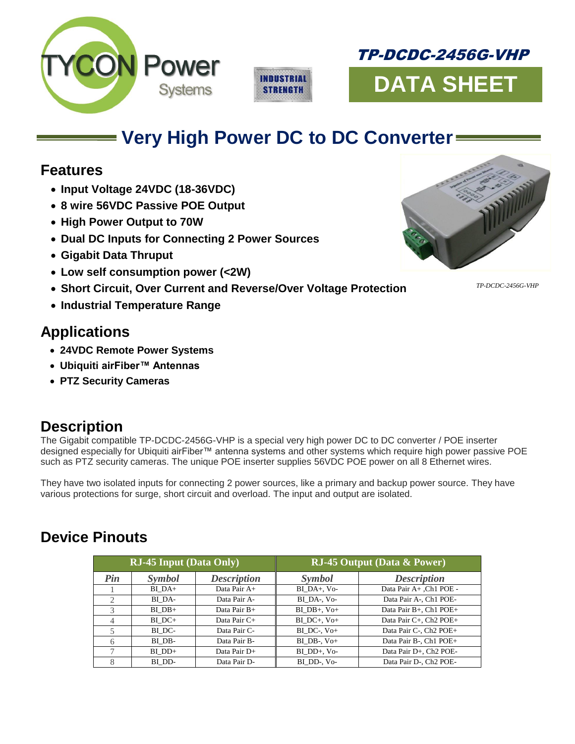# TP-DCDC-2456G-VHP

# DATA SHEET

## Very High Power DC to DC Converter

### Features

- **Input Voltage 24VDC (18-36VDC)**
- **8 wire 56VDC Passive POE Output**
- **High Power Output to 70W**
- **Dual DC Inputs for Connecting 2 Power Sources**
- **Gigabit Data Thruput**
- **Low self consumption power (<2W)**
- **Short Circuit, Over Current and Reverse/Over Voltage Protection**
- **Industrial Temperature Range**

*TP-DCDC-2456G-VHP*

### Applications

- **24VDC Remote Power Systems**
- **Ubiquiti airFiber™ Antennas**
- **PTZ Security Cameras**

### Description

The Gigabit compatible TP-DCDC-2456G-VHP is a special very high power DC to DC converter / POE inserter designed especially for Ubiquiti airFiber™ antenna systems and other systems which require high power passive POE such as PTZ security cameras. The unique POE inserter supplies 56VDC POE power on all 8 Ethernet wires.

They have two isolated inputs for connecting 2 power sources, like a primary and backup power source. They have various protections for surge, short circuit and overload. The input and output are isolated.

### Device Pinouts

| RJ-45 Input (Data Only) | | | RJ-45 Output (Data & Power) | |
|---|---|---|---|---|
| *Pin* | *Symbol* | *Description* | *Symbol* | *Description* |
| 1 | BI_DA+ | Data Pair A+ | BI_DA+, Vo- | Data Pair A+ ,Ch1 POE - |
| 2 | BI_DA- | Data Pair A- | BI_DA-, Vo- | Data Pair A-, Ch1 POE- |
| 3 | BI_DB+ | Data Pair B+ | BI_DB+, Vo+ | Data Pair B+, Ch1 POE+ |
| 4 | BI_DC+ | Data Pair C+ | BI_DC+, Vo+ | Data Pair C+, Ch2 POE+ |
| 5 | BI_DC- | Data Pair C- | BI_DC-, Vo+ | Data Pair C-, Ch2 POE+ |
| 6 | BI_DB- | Data Pair B- | BI_DB-, Vo+ | Data Pair B-, Ch1 POE+ |
| 7 | BI_DD+ | Data Pair D+ | BI_DD+, Vo- | Data Pair D+, Ch2 POE- |
| 8 | BI_DD- | Data Pair D- | BI_DD-, Vo- | Data Pair D-, Ch2 POE- |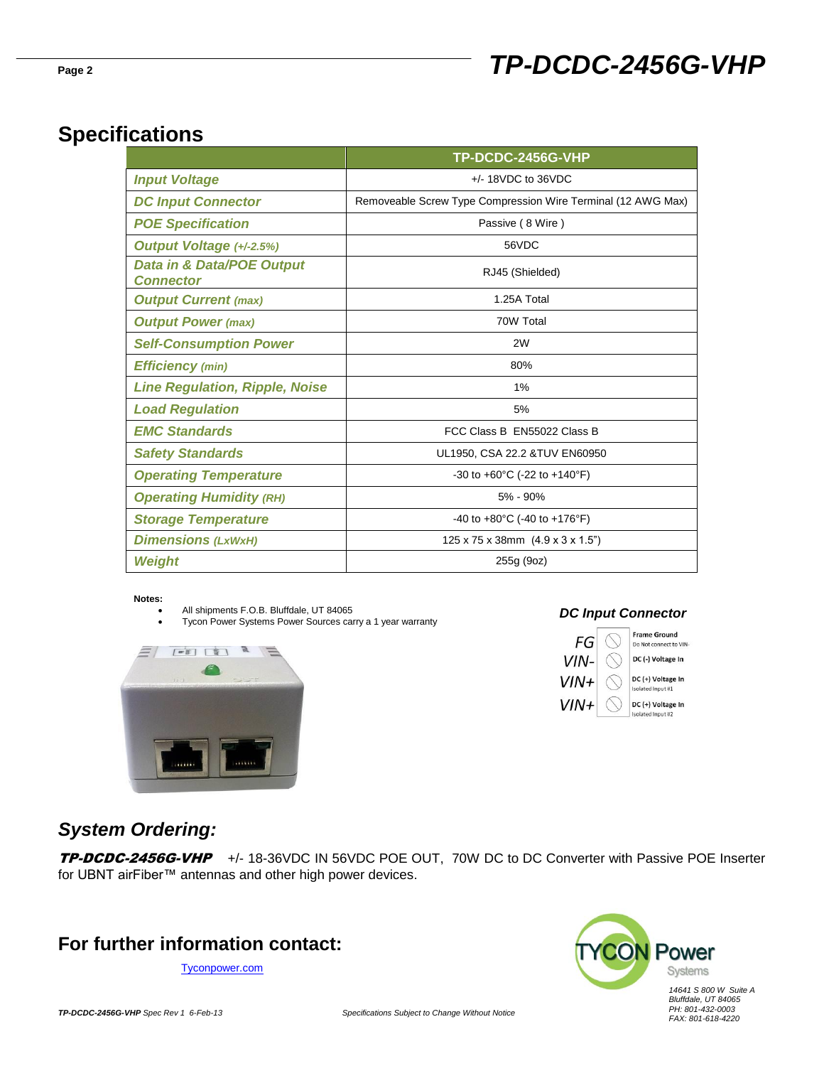## Specifications

| | TP-DCDC-2456G-VHP |
|---|---|
| *Input Voltage* | +/- 18VDC to 36VDC |
| *DC Input Connector* | Removeable Screw Type Compression Wire Terminal (12 AWG Max) |
| *POE Specification* | Passive ( 8 Wire ) |
| *Output Voltage (+/-2.5%)* | 56VDC |
| *Data in & Data/POE Output Connector* | RJ45 (Shielded) |
| *Output Current (max)* | 1.25A Total |
| *Output Power (max)* | 70W Total |
| *Self-Consumption Power* | 2W |
| *Efficiency (min)* | 80% |
| *Line Regulation, Ripple, Noise* | 1% |
| *Load Regulation* | 5% |
| *EMC Standards* | FCC Class B EN55022 Class B |
| *Safety Standards* | UL1950, CSA 22.2 &TUV EN60950 |
| *Operating Temperature* | -30 to +60°C (-22 to +140°F) |
| *Operating Humidity (RH)* | 5% - 90% |
| *Storage Temperature* | -40 to +80°C (-40 to +176°F) |
| *Dimensions (LxWxH)* | 125 x 75 x 38mm (4.9 x 3 x 1.5") |
| *Weight* | 255g (9oz) |

**Notes:**

- All shipments F.O.B. Bluffdale, UT 84065
- Tycon Power Systems Power Sources carry a 1 year warranty

### *DC Input Connector*

FG — Frame Ground, Do Not connect to VIN-
VIN- — DC (-) Voltage In
VIN+ — DC (+) Voltage In, Isolated Input #1
VIN+ — DC (+) Voltage In, Isolated Input #2

## *System Ordering:*

***TP-DCDC-2456G-VHP*** +/- 18-36VDC IN 56VDC POE OUT, 70W DC to DC Converter with Passive POE Inserter for UBNT airFiber™ antennas and other high power devices.

## For further information contact:

Tyconpower.com

TYCON Power Systems

*14641 S 800 W Suite A*
*Bluffdale, UT 84065*
*PH: 801-432-0003*
*FAX: 801-618-4220*

***TP-DCDC-2456G-VHP*** *Spec Rev 1 6-Feb-13*

*Specifications Subject to Change Without Notice*